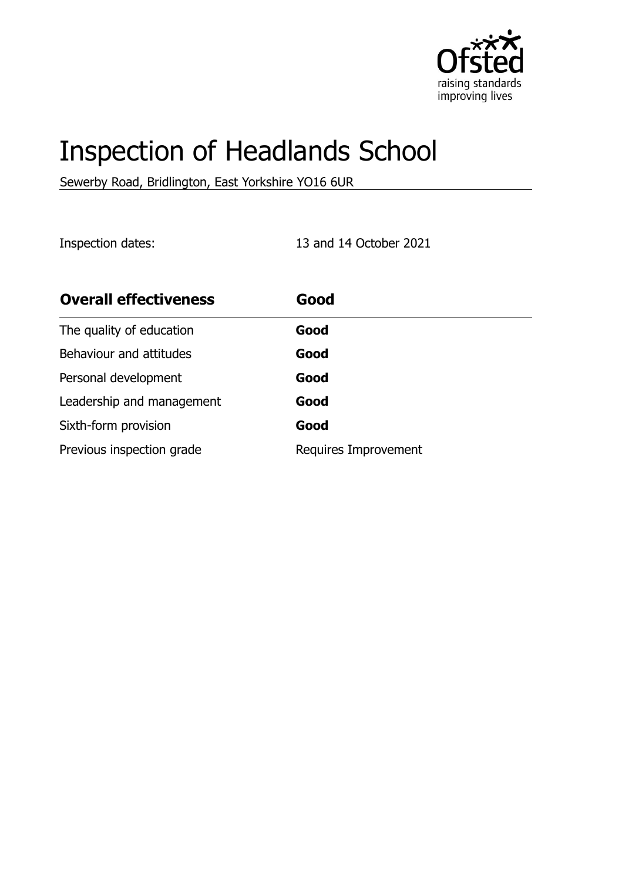# Inspection of Headlands School

Sewerby Road, Bridlington, East Yorkshire YO16 6UR

Inspection dates: 13 and 14 October 2021

| **Overall effectiveness** | **Good** |
|---|---|
| The quality of education | **Good** |
| Behaviour and attitudes | **Good** |
| Personal development | **Good** |
| Leadership and management | **Good** |
| Sixth-form provision | **Good** |
| Previous inspection grade | Requires Improvement |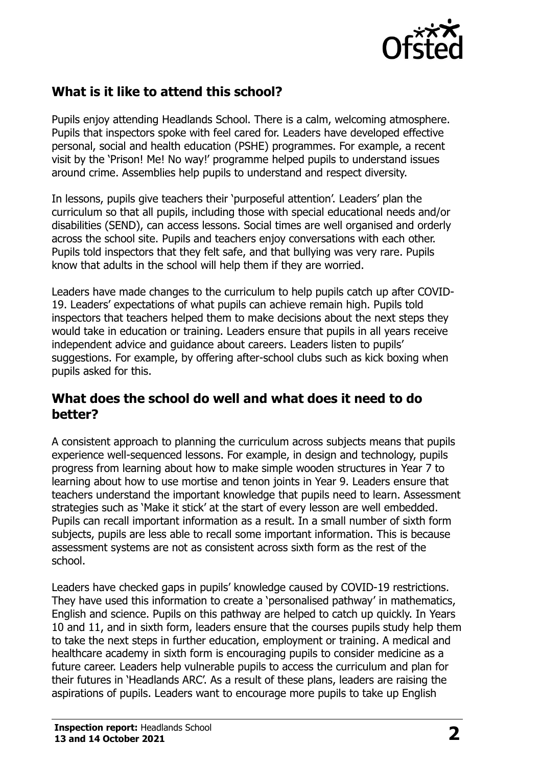## What is it like to attend this school?

Pupils enjoy attending Headlands School. There is a calm, welcoming atmosphere. Pupils that inspectors spoke with feel cared for. Leaders have developed effective personal, social and health education (PSHE) programmes. For example, a recent visit by the 'Prison! Me! No way!' programme helped pupils to understand issues around crime. Assemblies help pupils to understand and respect diversity.

In lessons, pupils give teachers their 'purposeful attention'. Leaders' plan the curriculum so that all pupils, including those with special educational needs and/or disabilities (SEND), can access lessons. Social times are well organised and orderly across the school site. Pupils and teachers enjoy conversations with each other. Pupils told inspectors that they felt safe, and that bullying was very rare. Pupils know that adults in the school will help them if they are worried.

Leaders have made changes to the curriculum to help pupils catch up after COVID-19. Leaders' expectations of what pupils can achieve remain high. Pupils told inspectors that teachers helped them to make decisions about the next steps they would take in education or training. Leaders ensure that pupils in all years receive independent advice and guidance about careers. Leaders listen to pupils' suggestions. For example, by offering after-school clubs such as kick boxing when pupils asked for this.

## What does the school do well and what does it need to do better?

A consistent approach to planning the curriculum across subjects means that pupils experience well-sequenced lessons. For example, in design and technology, pupils progress from learning about how to make simple wooden structures in Year 7 to learning about how to use mortise and tenon joints in Year 9. Leaders ensure that teachers understand the important knowledge that pupils need to learn. Assessment strategies such as 'Make it stick' at the start of every lesson are well embedded. Pupils can recall important information as a result. In a small number of sixth form subjects, pupils are less able to recall some important information. This is because assessment systems are not as consistent across sixth form as the rest of the school.

Leaders have checked gaps in pupils' knowledge caused by COVID-19 restrictions. They have used this information to create a 'personalised pathway' in mathematics, English and science. Pupils on this pathway are helped to catch up quickly. In Years 10 and 11, and in sixth form, leaders ensure that the courses pupils study help them to take the next steps in further education, employment or training. A medical and healthcare academy in sixth form is encouraging pupils to consider medicine as a future career. Leaders help vulnerable pupils to access the curriculum and plan for their futures in 'Headlands ARC'. As a result of these plans, leaders are raising the aspirations of pupils. Leaders want to encourage more pupils to take up English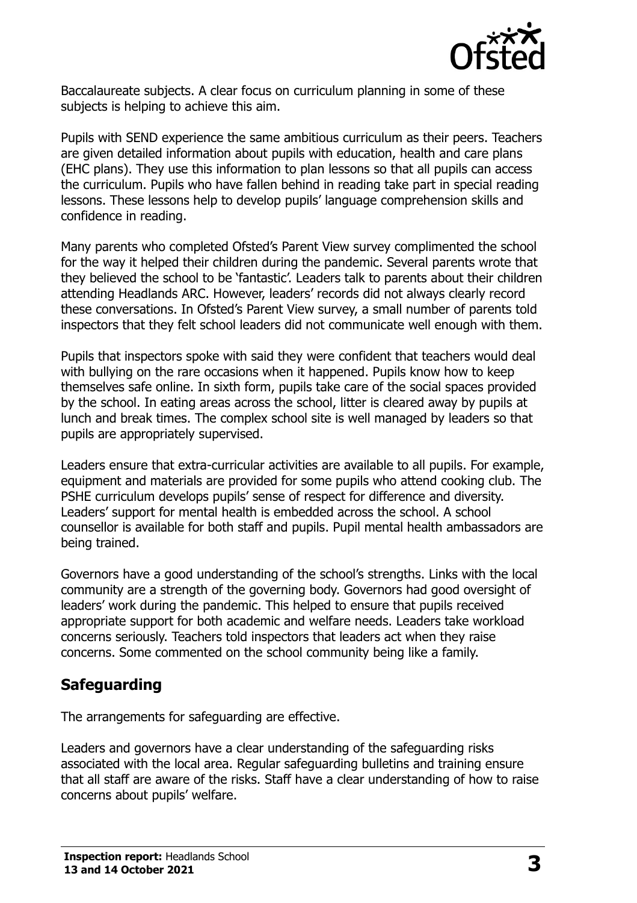Baccalaureate subjects. A clear focus on curriculum planning in some of these subjects is helping to achieve this aim.

Pupils with SEND experience the same ambitious curriculum as their peers. Teachers are given detailed information about pupils with education, health and care plans (EHC plans). They use this information to plan lessons so that all pupils can access the curriculum. Pupils who have fallen behind in reading take part in special reading lessons. These lessons help to develop pupils' language comprehension skills and confidence in reading.

Many parents who completed Ofsted's Parent View survey complimented the school for the way it helped their children during the pandemic. Several parents wrote that they believed the school to be 'fantastic'. Leaders talk to parents about their children attending Headlands ARC. However, leaders' records did not always clearly record these conversations. In Ofsted's Parent View survey, a small number of parents told inspectors that they felt school leaders did not communicate well enough with them.

Pupils that inspectors spoke with said they were confident that teachers would deal with bullying on the rare occasions when it happened. Pupils know how to keep themselves safe online. In sixth form, pupils take care of the social spaces provided by the school. In eating areas across the school, litter is cleared away by pupils at lunch and break times. The complex school site is well managed by leaders so that pupils are appropriately supervised.

Leaders ensure that extra-curricular activities are available to all pupils. For example, equipment and materials are provided for some pupils who attend cooking club. The PSHE curriculum develops pupils' sense of respect for difference and diversity. Leaders' support for mental health is embedded across the school. A school counsellor is available for both staff and pupils. Pupil mental health ambassadors are being trained.

Governors have a good understanding of the school's strengths. Links with the local community are a strength of the governing body. Governors had good oversight of leaders' work during the pandemic. This helped to ensure that pupils received appropriate support for both academic and welfare needs. Leaders take workload concerns seriously. Teachers told inspectors that leaders act when they raise concerns. Some commented on the school community being like a family.

## Safeguarding

The arrangements for safeguarding are effective.

Leaders and governors have a clear understanding of the safeguarding risks associated with the local area. Regular safeguarding bulletins and training ensure that all staff are aware of the risks. Staff have a clear understanding of how to raise concerns about pupils' welfare.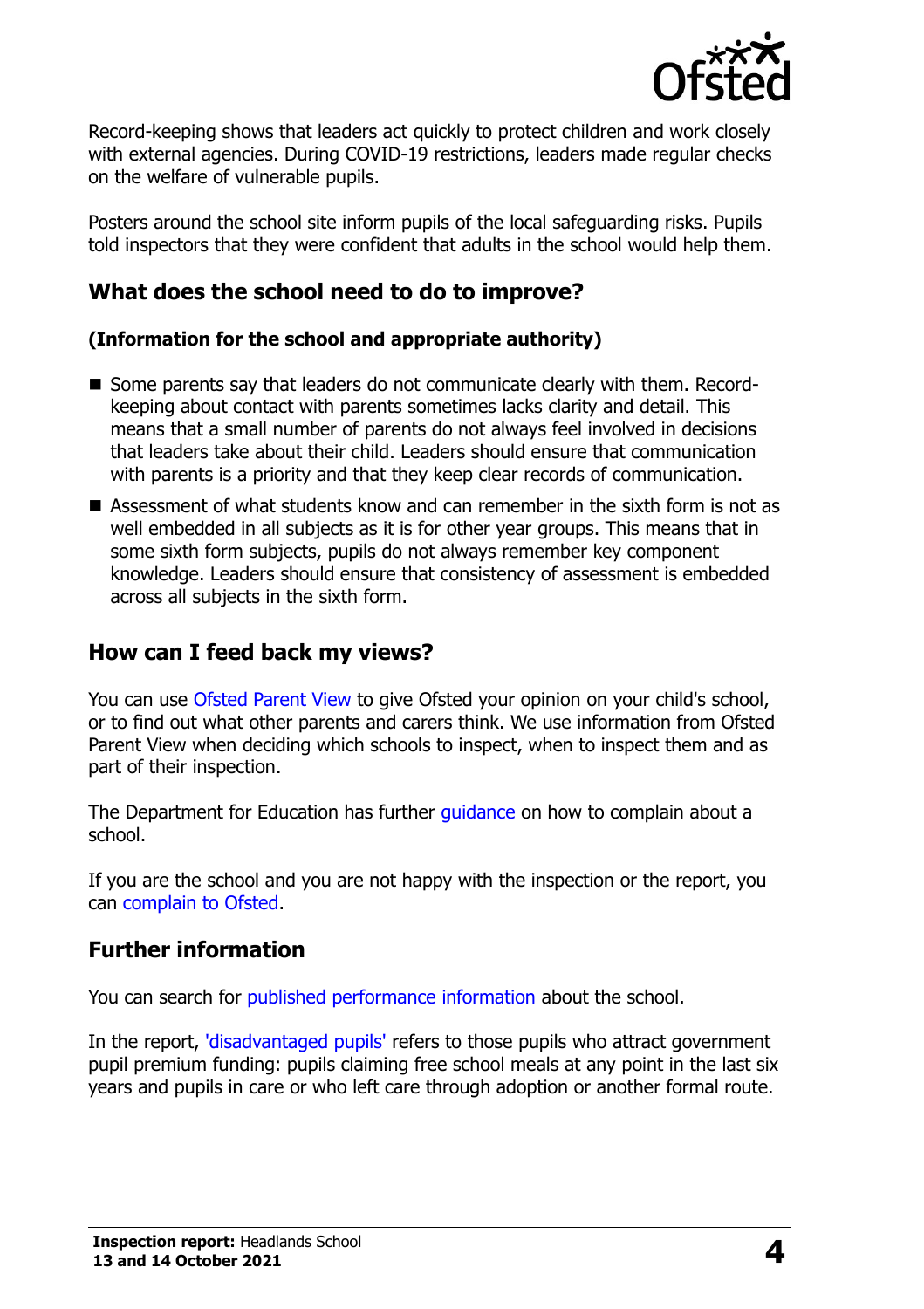Record-keeping shows that leaders act quickly to protect children and work closely with external agencies. During COVID-19 restrictions, leaders made regular checks on the welfare of vulnerable pupils.

Posters around the school site inform pupils of the local safeguarding risks. Pupils told inspectors that they were confident that adults in the school would help them.

## What does the school need to do to improve?

**(Information for the school and appropriate authority)**

- Some parents say that leaders do not communicate clearly with them. Record-keeping about contact with parents sometimes lacks clarity and detail. This means that a small number of parents do not always feel involved in decisions that leaders take about their child. Leaders should ensure that communication with parents is a priority and that they keep clear records of communication.
- Assessment of what students know and can remember in the sixth form is not as well embedded in all subjects as it is for other year groups. This means that in some sixth form subjects, pupils do not always remember key component knowledge. Leaders should ensure that consistency of assessment is embedded across all subjects in the sixth form.

## How can I feed back my views?

You can use Ofsted Parent View to give Ofsted your opinion on your child's school, or to find out what other parents and carers think. We use information from Ofsted Parent View when deciding which schools to inspect, when to inspect them and as part of their inspection.

The Department for Education has further guidance on how to complain about a school.

If you are the school and you are not happy with the inspection or the report, you can complain to Ofsted.

## Further information

You can search for published performance information about the school.

In the report, 'disadvantaged pupils' refers to those pupils who attract government pupil premium funding: pupils claiming free school meals at any point in the last six years and pupils in care or who left care through adoption or another formal route.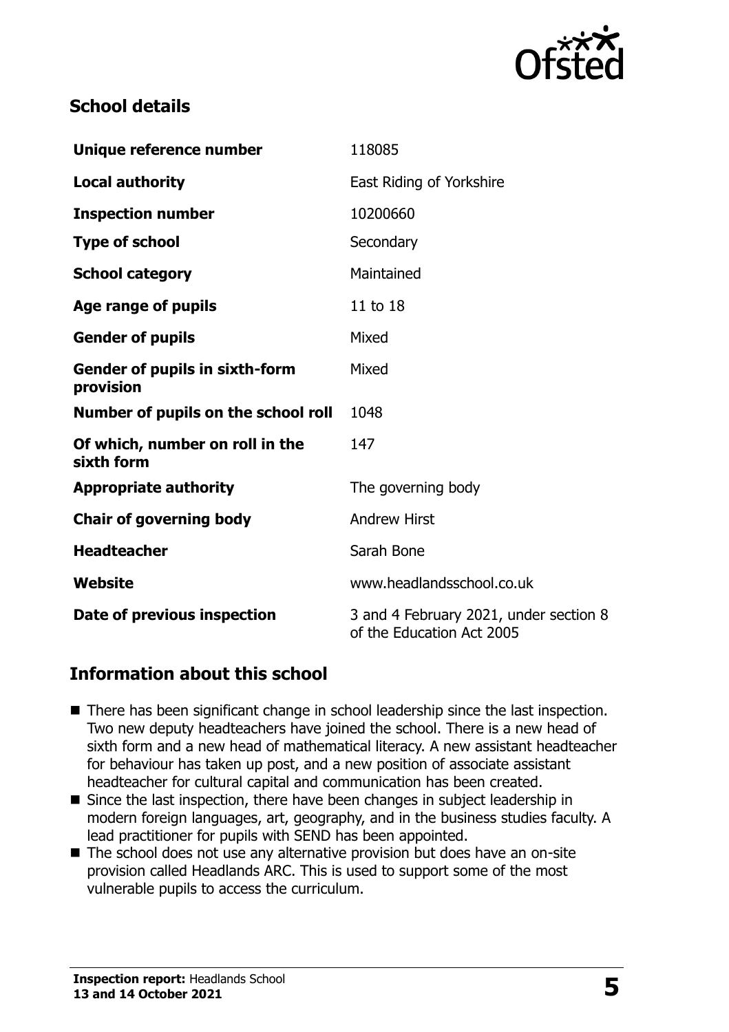## School details

| | |
|---|---|
| **Unique reference number** | 118085 |
| **Local authority** | East Riding of Yorkshire |
| **Inspection number** | 10200660 |
| **Type of school** | Secondary |
| **School category** | Maintained |
| **Age range of pupils** | 11 to 18 |
| **Gender of pupils** | Mixed |
| **Gender of pupils in sixth-form provision** | Mixed |
| **Number of pupils on the school roll** | 1048 |
| **Of which, number on roll in the sixth form** | 147 |
| **Appropriate authority** | The governing body |
| **Chair of governing body** | Andrew Hirst |
| **Headteacher** | Sarah Bone |
| **Website** | www.headlandsschool.co.uk |
| **Date of previous inspection** | 3 and 4 February 2021, under section 8 of the Education Act 2005 |

## Information about this school

- There has been significant change in school leadership since the last inspection. Two new deputy headteachers have joined the school. There is a new head of sixth form and a new head of mathematical literacy. A new assistant headteacher for behaviour has taken up post, and a new position of associate assistant headteacher for cultural capital and communication has been created.
- Since the last inspection, there have been changes in subject leadership in modern foreign languages, art, geography, and in the business studies faculty. A lead practitioner for pupils with SEND has been appointed.
- The school does not use any alternative provision but does have an on-site provision called Headlands ARC. This is used to support some of the most vulnerable pupils to access the curriculum.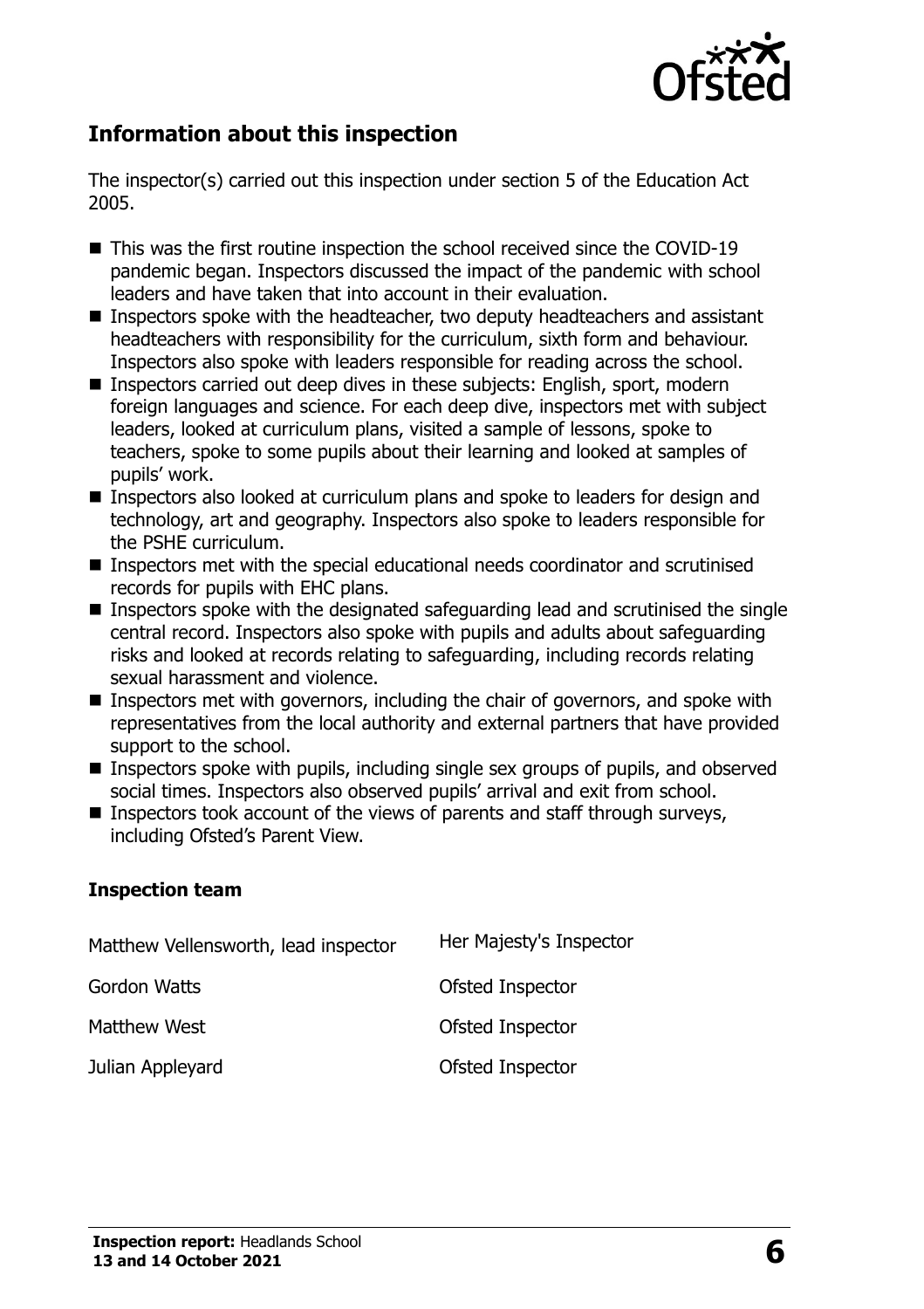## Information about this inspection

The inspector(s) carried out this inspection under section 5 of the Education Act 2005.

- This was the first routine inspection the school received since the COVID-19 pandemic began. Inspectors discussed the impact of the pandemic with school leaders and have taken that into account in their evaluation.
- Inspectors spoke with the headteacher, two deputy headteachers and assistant headteachers with responsibility for the curriculum, sixth form and behaviour. Inspectors also spoke with leaders responsible for reading across the school.
- Inspectors carried out deep dives in these subjects: English, sport, modern foreign languages and science. For each deep dive, inspectors met with subject leaders, looked at curriculum plans, visited a sample of lessons, spoke to teachers, spoke to some pupils about their learning and looked at samples of pupils' work.
- Inspectors also looked at curriculum plans and spoke to leaders for design and technology, art and geography. Inspectors also spoke to leaders responsible for the PSHE curriculum.
- Inspectors met with the special educational needs coordinator and scrutinised records for pupils with EHC plans.
- Inspectors spoke with the designated safeguarding lead and scrutinised the single central record. Inspectors also spoke with pupils and adults about safeguarding risks and looked at records relating to safeguarding, including records relating sexual harassment and violence.
- Inspectors met with governors, including the chair of governors, and spoke with representatives from the local authority and external partners that have provided support to the school.
- Inspectors spoke with pupils, including single sex groups of pupils, and observed social times. Inspectors also observed pupils' arrival and exit from school.
- Inspectors took account of the views of parents and staff through surveys, including Ofsted's Parent View.

### Inspection team

| | |
|---|---|
| Matthew Vellensworth, lead inspector | Her Majesty's Inspector |
| Gordon Watts | Ofsted Inspector |
| Matthew West | Ofsted Inspector |
| Julian Appleyard | Ofsted Inspector |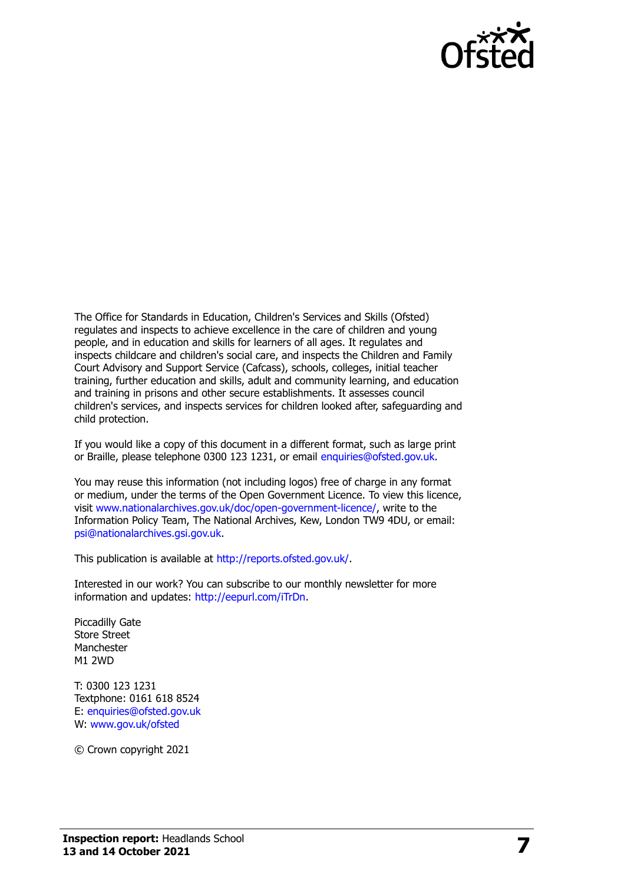The Office for Standards in Education, Children's Services and Skills (Ofsted) regulates and inspects to achieve excellence in the care of children and young people, and in education and skills for learners of all ages. It regulates and inspects childcare and children's social care, and inspects the Children and Family Court Advisory and Support Service (Cafcass), schools, colleges, initial teacher training, further education and skills, adult and community learning, and education and training in prisons and other secure establishments. It assesses council children's services, and inspects services for children looked after, safeguarding and child protection.

If you would like a copy of this document in a different format, such as large print or Braille, please telephone 0300 123 1231, or email enquiries@ofsted.gov.uk.

You may reuse this information (not including logos) free of charge in any format or medium, under the terms of the Open Government Licence. To view this licence, visit www.nationalarchives.gov.uk/doc/open-government-licence/, write to the Information Policy Team, The National Archives, Kew, London TW9 4DU, or email: psi@nationalarchives.gsi.gov.uk.

This publication is available at http://reports.ofsted.gov.uk/.

Interested in our work? You can subscribe to our monthly newsletter for more information and updates: http://eepurl.com/iTrDn.

Piccadilly Gate
Store Street
Manchester
M1 2WD

T: 0300 123 1231
Textphone: 0161 618 8524
E: enquiries@ofsted.gov.uk
W: www.gov.uk/ofsted

© Crown copyright 2021